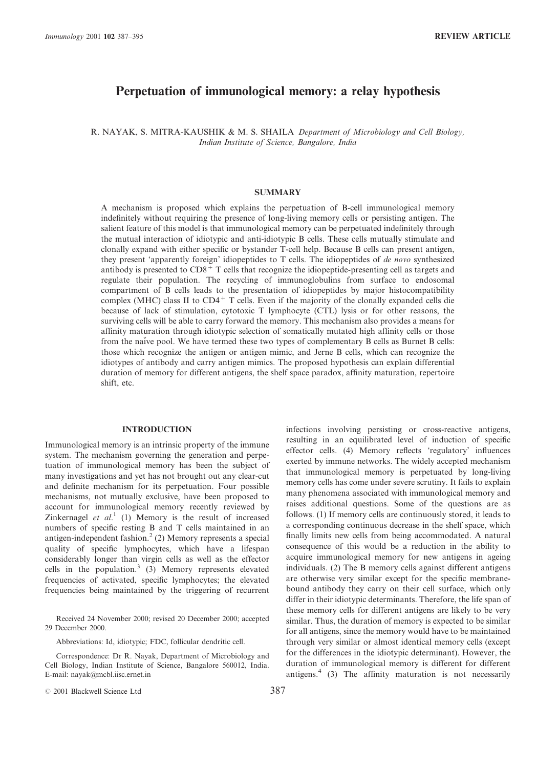# Perpetuation of immunological memory: a relay hypothesis

R. NAYAK, S. MITRA-KAUSHIK & M. S. SHAILA *Department of Microbiology and Cell Biology, Indian Institute of Science, Bangalore, India*

## SUMMARY

A mechanism is proposed which explains the perpetuation of B-cell immunological memory indefinitely without requiring the presence of long-living memory cells or persisting antigen. The salient feature of this model is that immunological memory can be perpetuated indefinitely through the mutual interaction of idiotypic and anti-idiotypic B cells. These cells mutually stimulate and clonally expand with either specific or bystander T-cell help. Because B cells can present antigen, they present 'apparently foreign' idiopeptides to T cells. The idiopeptides of *de novo* synthesized antibody is presented to $CD8^+$ T cells that recognize the idiopeptide-presenting cell as targets and regulate their population. The recycling of immunoglobulins from surface to endosomal compartment of B cells leads to the presentation of idiopeptides by major histocompatibility complex (MHC) class II to $CD4^+$ T cells. Even if the majority of the clonally expanded cells die because of lack of stimulation, cytotoxic T lymphocyte (CTL) lysis or for other reasons, the surviving cells will be able to carry forward the memory. This mechanism also provides a means for affinity maturation through idiotypic selection of somatically mutated high affinity cells or those from the naïve pool. We have termed these two types of complementary B cells as Burnet B cells: those which recognize the antigen or antigen mimic, and Jerne B cells, which can recognize the idiotypes of antibody and carry antigen mimics. The proposed hypothesis can explain differential duration of memory for different antigens, the shelf space paradox, affinity maturation, repertoire shift, etc.

## INTRODUCTION

Immunological memory is an intrinsic property of the immune system. The mechanism governing the generation and perpetuation of immunological memory has been the subject of many investigations and yet has not brought out any clear-cut and definite mechanism for its perpetuation. Four possible mechanisms, not mutually exclusive, have been proposed to account for immunological memory recently reviewed by Zinkernagel *et al.*[1] (1) Memory is the result of increased numbers of specific resting B and T cells maintained in an antigen-independent fashion.[2] (2) Memory represents a special quality of specific lymphocytes, which have a lifespan considerably longer than virgin cells as well as the effector cells in the population.[3] (3) Memory represents elevated frequencies of activated, specific lymphocytes; the elevated frequencies being maintained by the triggering of recurrent infections involving persisting or cross-reactive antigens, resulting in an equilibrated level of induction of specific effector cells. (4) Memory reflects 'regulatory' influences exerted by immune networks. The widely accepted mechanism that immunological memory is perpetuated by long-living memory cells has come under severe scrutiny. It fails to explain many phenomena associated with immunological memory and raises additional questions. Some of the questions are as follows. (1) If memory cells are continuously stored, it leads to a corresponding continuous decrease in the shelf space, which finally limits new cells from being accommodated. A natural consequence of this would be a reduction in the ability to acquire immunological memory for new antigens in ageing individuals. (2) The B memory cells against different antigens are otherwise very similar except for the specific membrane-bound antibody they carry on their cell surface, which only differ in their idiotypic determinants. Therefore, the life span of these memory cells for different antigens are likely to be very similar. Thus, the duration of memory is expected to be similar for all antigens, since the memory would have to be maintained through very similar or almost identical memory cells (except for the differences in the idiotypic determinant). However, the duration of immunological memory is different for different antigens.[4] (3) The affinity maturation is not necessarily

Received 24 November 2000; revised 20 December 2000; accepted 29 December 2000.

Abbreviations: Id, idiotypic; FDC, follicular dendritic cell.

Correspondence: Dr R. Nayak, Department of Microbiology and Cell Biology, Indian Institute of Science, Bangalore 560012, India. E-mail: nayak@mcbl.iisc.ernet.in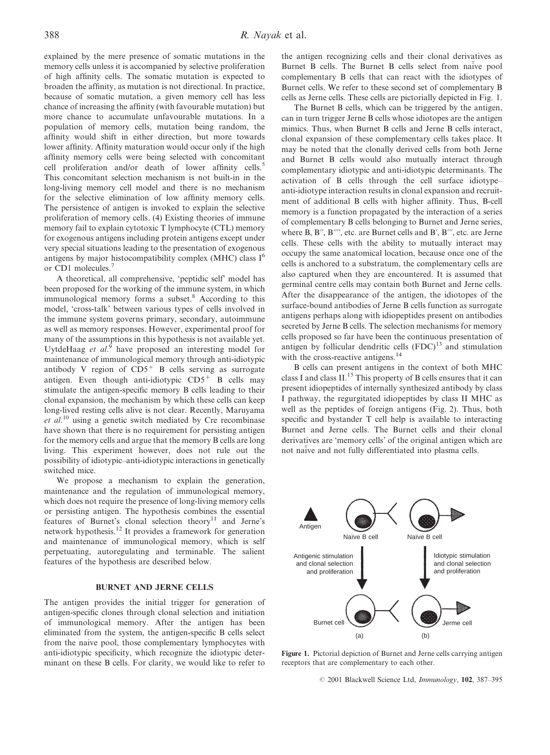explained by the mere presence of somatic mutations in the memory cells unless it is accompanied by selective proliferation of high affinity cells. The somatic mutation is expected to broaden the affinity, as mutation is not directional. In practice, because of somatic mutation, a given memory cell has less chance of increasing the affinity (with favourable mutation) but more chance to accumulate unfavourable mutations. In a population of memory cells, mutation being random, the affinity would shift in either direction, but more towards lower affinity. Affinity maturation would occur only if the high affinity memory cells were being selected with concomitant cell proliferation and/or death of lower affinity cells.[5] This concomitant selection mechanism is not built-in in the long-living memory cell model and there is no mechanism for the selective elimination of low affinity memory cells. The persistence of antigen is invoked to explain the selective proliferation of memory cells. (4) Existing theories of immune memory fail to explain cytotoxic T lymphocyte (CTL) memory for exogenous antigens including protein antigens except under very special situations leading to the presentation of exogenous antigens by major histocompatibility complex (MHC) class I[6] or CD1 molecules.[7]

A theoretical, all comprehensive, 'peptidic self' model has been proposed for the working of the immune system, in which immunological memory forms a subset.[8] According to this model, 'cross-talk' between various types of cells involved in the immune system governs primary, secondary, autoimmune as well as memory responses. However, experimental proof for many of the assumptions in this hypothesis is not available yet. UytdeHaag *et al.*[9] have proposed an interesting model for maintenance of immunological memory through anti-idiotypic antibody V region of $CD5^+$ B cells serving as surrogate antigen. Even though anti-idiotypic $CD5^+$ B cells may stimulate the antigen-specific memory B cells leading to their clonal expansion, the mechanism by which these cells can keep long-lived resting cells alive is not clear. Recently, Maruyama *et al.*[10] using a genetic switch mediated by Cre recombinase have shown that there is no requirement for persisting antigen for the memory cells and argue that the memory B cells are long living. This experiment however, does not rule out the possibility of idiotypic–anti-idiotypic interactions in genetically switched mice.

We propose a mechanism to explain the generation, maintenance and the regulation of immunological memory, which does not require the presence of long-living memory cells or persisting antigen. The hypothesis combines the essential features of Burnet's clonal selection theory[11] and Jerne's network hypothesis.[12] It provides a framework for generation and maintenance of immunological memory, which is self perpetuating, autoregulating and terminable. The salient features of the hypothesis are described below.

## BURNET AND JERNE CELLS

The antigen provides the initial trigger for generation of antigen-specific clones through clonal selection and initiation of immunological memory. After the antigen has been eliminated from the system, the antigen-specific B cells select from the naive pool, those complementary lymphocytes with anti-idiotypic specificity, which recognize the idiotypic determinant on these B cells. For clarity, we would like to refer to the antigen recognizing cells and their clonal derivatives as Burnet B cells. The Burnet B cells select from naïve pool complementary B cells that can react with the idiotypes of Burnet cells. We refer to these second set of complementary B cells as Jerne cells. These cells are pictorially depicted in Fig. 1.

The Burnet B cells, which can be triggered by the antigen, can in turn trigger Jerne B cells whose idiotopes are the antigen mimics. Thus, when Burnet B cells and Jerne B cells interact, clonal expansion of these complementary cells takes place. It may be noted that the clonally derived cells from both Jerne and Burnet B cells would also mutually interact through complementary idiotypic and anti-idiotypic determinants. The activation of B cells through the cell surface idiotype–anti-idiotype interaction results in clonal expansion and recruitment of additional B cells with higher affinity. Thus, B-cell memory is a function propagated by the interaction of a series of complementary B cells belonging to Burnet and Jerne series, where B, B″, B″″, etc. are Burnet cells and B′, B‴, etc. are Jerne cells. These cells with the ability to mutually interact may occupy the same anatomical location, because once one of the cells is anchored to a substratum, the complementary cells are also captured when they are encountered. It is assumed that germinal centre cells may contain both Burnet and Jerne cells. After the disappearance of the antigen, the idiotopes of the surface-bound antibodies of Jerne B cells function as surrogate antigens perhaps along with idiopeptides present on antibodies secreted by Jerne B cells. The selection mechanisms for memory cells proposed so far have been the continuous presentation of antigen by follicular dendritic cells (FDC)[13] and stimulation with the cross-reactive antigens.[14]

B cells can present antigens in the context of both MHC class I and class II.[15] This property of B cells ensures that it can present idiopeptides of internally synthesized antibody by class I pathway, the regurgitated idiopeptides by class II MHC as well as the peptides of foreign antigens (Fig. 2). Thus, both specific and bystander T cell help is available to interacting Burnet and Jerne cells. The Burnet cells and their clonal derivatives are 'memory cells' of the original antigen which are not naïve and not fully differentiated into plasma cells.

**Figure 1.** Pictorial depiction of Burnet and Jerne cells carrying antigen receptors that are complementary to each other.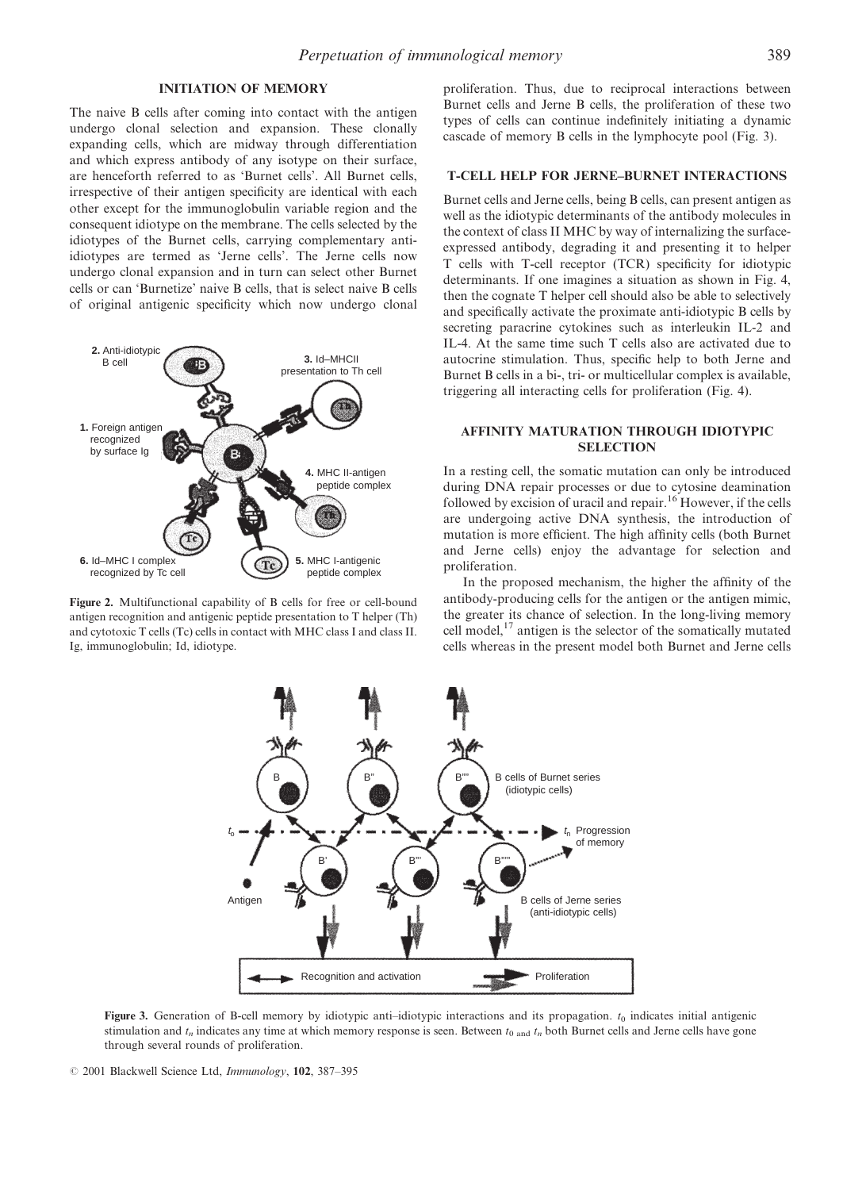## INITIATION OF MEMORY

The naive B cells after coming into contact with the antigen undergo clonal selection and expansion. These clonally expanding cells, which are midway through differentiation and which express antibody of any isotype on their surface, are henceforth referred to as 'Burnet cells'. All Burnet cells, irrespective of their antigen specificity are identical with each other except for the immunoglobulin variable region and the consequent idiotype on the membrane. The cells selected by the idiotypes of the Burnet cells, carrying complementary anti-idiotypes are termed as 'Jerne cells'. The Jerne cells now undergo clonal expansion and in turn can select other Burnet cells or can 'Burnetize' naive B cells, that is select naive B cells of original antigenic specificity which now undergo clonal proliferation. Thus, due to reciprocal interactions between Burnet cells and Jerne B cells, the proliferation of these two types of cells can continue indefinitely initiating a dynamic cascade of memory B cells in the lymphocyte pool (Fig. 3).

**Figure 2.** Multifunctional capability of B cells for free or cell-bound antigen recognition and antigenic peptide presentation to T helper (Th) and cytotoxic T cells (Tc) cells in contact with MHC class I and class II. Ig, immunoglobulin; Id, idiotype.

## T-CELL HELP FOR JERNE–BURNET INTERACTIONS

Burnet cells and Jerne cells, being B cells, can present antigen as well as the idiotypic determinants of the antibody molecules in the context of class II MHC by way of internalizing the surface-expressed antibody, degrading it and presenting it to helper T cells with T-cell receptor (TCR) specificity for idiotypic determinants. If one imagines a situation as shown in Fig. 4, then the cognate T helper cell should also be able to selectively and specifically activate the proximate anti-idiotypic B cells by secreting paracrine cytokines such as interleukin IL-2 and IL-4. At the same time such T cells also are activated due to autocrine stimulation. Thus, specific help to both Jerne and Burnet B cells in a bi-, tri- or multicellular complex is available, triggering all interacting cells for proliferation (Fig. 4).

## AFFINITY MATURATION THROUGH IDIOTYPIC SELECTION

In a resting cell, the somatic mutation can only be introduced during DNA repair processes or due to cytosine deamination followed by excision of uracil and repair.[16] However, if the cells are undergoing active DNA synthesis, the introduction of mutation is more efficient. The high affinity cells (both Burnet and Jerne cells) enjoy the advantage for selection and proliferation.

In the proposed mechanism, the higher the affinity of the antibody-producing cells for the antigen or the antigen mimic, the greater its chance of selection. In the long-living memory cell model,[17] antigen is the selector of the somatically mutated cells whereas in the present model both Burnet and Jerne cells

**Figure 3.** Generation of B-cell memory by idiotypic anti–idiotypic interactions and its propagation. $t_0$ indicates initial antigenic stimulation and $t_n$ indicates any time at which memory response is seen. Between $t_0$ and $t_n$ both Burnet cells and Jerne cells have gone through several rounds of proliferation.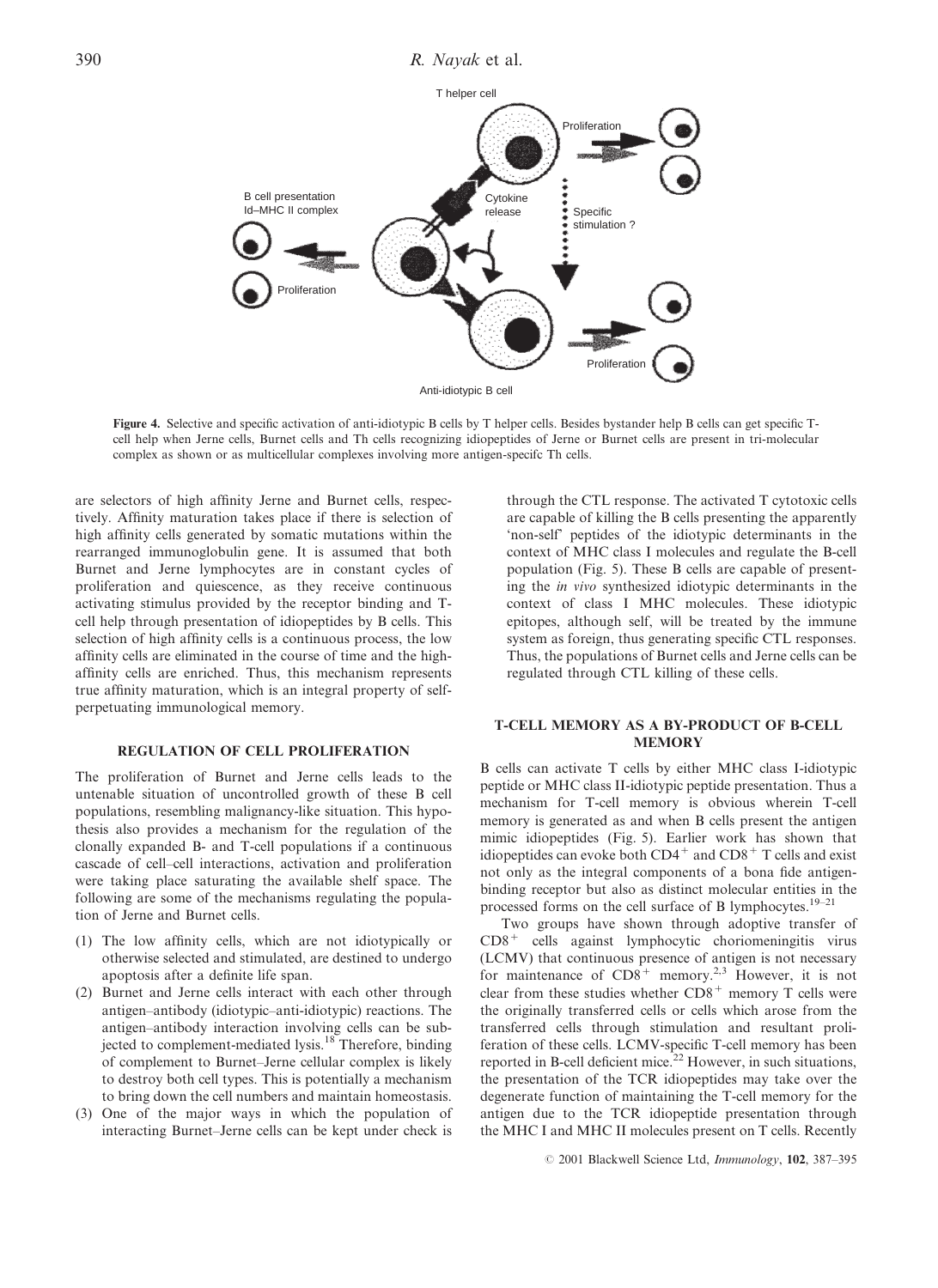**Figure 4.** Selective and specific activation of anti-idiotypic B cells by T helper cells. Besides bystander help B cells can get specific T-cell help when Jerne cells, Burnet cells and Th cells recognizing idiopeptides of Jerne or Burnet cells are present in tri-molecular complex as shown or as multicellular complexes involving more antigen-specifc Th cells.

are selectors of high affinity Jerne and Burnet cells, respectively. Affinity maturation takes place if there is selection of high affinity cells generated by somatic mutations within the rearranged immunoglobulin gene. It is assumed that both Burnet and Jerne lymphocytes are in constant cycles of proliferation and quiescence, as they receive continuous activating stimulus provided by the receptor binding and T-cell help through presentation of idiopeptides by B cells. This selection of high affinity cells is a continuous process, the low affinity cells are eliminated in the course of time and the high-affinity cells are enriched. Thus, this mechanism represents true affinity maturation, which is an integral property of self-perpetuating immunological memory.

## REGULATION OF CELL PROLIFERATION

The proliferation of Burnet and Jerne cells leads to the untenable situation of uncontrolled growth of these B cell populations, resembling malignancy-like situation. This hypothesis also provides a mechanism for the regulation of the clonally expanded B- and T-cell populations if a continuous cascade of cell–cell interactions, activation and proliferation were taking place saturating the available shelf space. The following are some of the mechanisms regulating the population of Jerne and Burnet cells.

1. The low affinity cells, which are not idiotypically or otherwise selected and stimulated, are destined to undergo apoptosis after a definite life span.
2. Burnet and Jerne cells interact with each other through antigen–antibody (idiotypic–anti-idiotypic) reactions. The antigen–antibody interaction involving cells can be subjected to complement-mediated lysis.[18] Therefore, binding of complement to Burnet–Jerne cellular complex is likely to destroy both cell types. This is potentially a mechanism to bring down the cell numbers and maintain homeostasis.
3. One of the major ways in which the population of interacting Burnet–Jerne cells can be kept under check is through the CTL response. The activated T cytotoxic cells are capable of killing the B cells presenting the apparently 'non-self' peptides of the idiotypic determinants in the context of MHC class I molecules and regulate the B-cell population (Fig. 5). These B cells are capable of presenting the *in vivo* synthesized idiotypic determinants in the context of class I MHC molecules. These idiotypic epitopes, although self, will be treated by the immune system as foreign, thus generating specific CTL responses. Thus, the populations of Burnet cells and Jerne cells can be regulated through CTL killing of these cells.

## T-CELL MEMORY AS A BY-PRODUCT OF B-CELL MEMORY

B cells can activate T cells by either MHC class I-idiotypic peptide or MHC class II-idiotypic peptide presentation. Thus a mechanism for T-cell memory is obvious wherein T-cell memory is generated as and when B cells present the antigen mimic idiopeptides (Fig. 5). Earlier work has shown that idiopeptides can evoke both $CD4^+$ and $CD8^+$ T cells and exist not only as the integral components of a bona fide antigen-binding receptor but also as distinct molecular entities in the processed forms on the cell surface of B lymphocytes.[19–21]

Two groups have shown through adoptive transfer of $CD8^+$ cells against lymphocytic choriomeningitis virus (LCMV) that continuous presence of antigen is not necessary for maintenance of $CD8^+$ memory.[2,3] However, it is not clear from these studies whether $CD8^+$ memory T cells were the originally transferred cells or cells which arose from the transferred cells through stimulation and resultant proliferation of these cells. LCMV-specific T-cell memory has been reported in B-cell deficient mice.[22] However, in such situations, the presentation of the TCR idiopeptides may take over the degenerate function of maintaining the T-cell memory for the antigen due to the TCR idiopeptide presentation through the MHC I and MHC II molecules present on T cells. Recently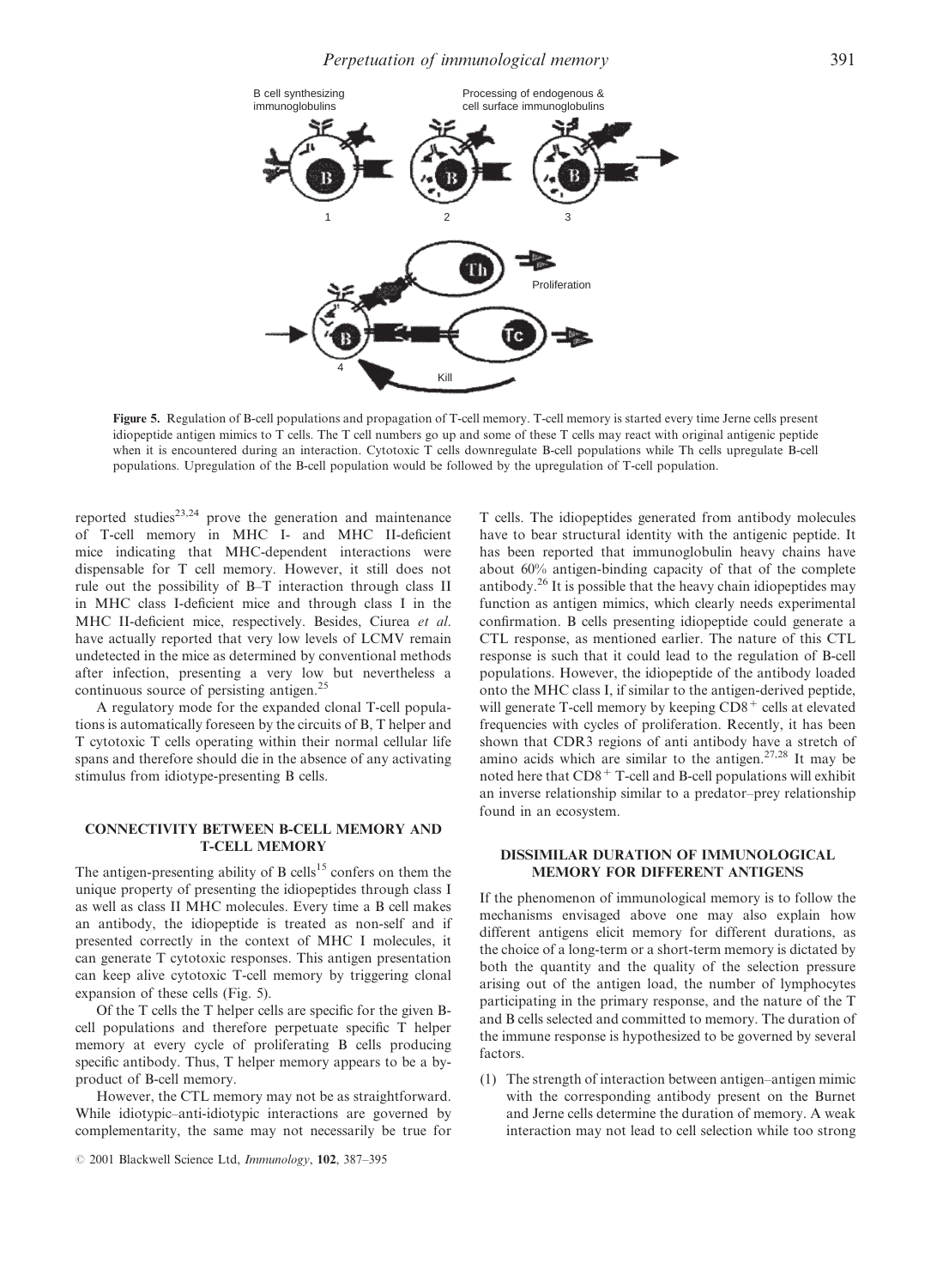**Figure 5.** Regulation of B-cell populations and propagation of T-cell memory. T-cell memory is started every time Jerne cells present idiopeptide antigen mimics to T cells. The T cell numbers go up and some of these T cells may react with original antigenic peptide when it is encountered during an interaction. Cytotoxic T cells downregulate B-cell populations while Th cells upregulate B-cell populations. Upregulation of the B-cell population would be followed by the upregulation of T-cell population.

reported studies[23,24] prove the generation and maintenance of T-cell memory in MHC I- and MHC II-deficient mice indicating that MHC-dependent interactions were dispensable for T cell memory. However, it still does not rule out the possibility of B–T interaction through class II in MHC class I-deficient mice and through class I in the MHC II-deficient mice, respectively. Besides, Ciurea *et al.* have actually reported that very low levels of LCMV remain undetected in the mice as determined by conventional methods after infection, presenting a very low but nevertheless a continuous source of persisting antigen.[25]

A regulatory mode for the expanded clonal T-cell populations is automatically foreseen by the circuits of B, T helper and T cytotoxic T cells operating within their normal cellular life spans and therefore should die in the absence of any activating stimulus from idiotype-presenting B cells.

## CONNECTIVITY BETWEEN B-CELL MEMORY AND T-CELL MEMORY

The antigen-presenting ability of B cells[15] confers on them the unique property of presenting the idiopeptides through class I as well as class II MHC molecules. Every time a B cell makes an antibody, the idiopeptide is treated as non-self and if presented correctly in the context of MHC I molecules, it can generate T cytotoxic responses. This antigen presentation can keep alive cytotoxic T-cell memory by triggering clonal expansion of these cells (Fig. 5).

Of the T cells the T helper cells are specific for the given B-cell populations and therefore perpetuate specific T helper memory at every cycle of proliferating B cells producing specific antibody. Thus, T helper memory appears to be a by-product of B-cell memory.

However, the CTL memory may not be as straightforward. While idiotypic–anti-idiotypic interactions are governed by complementarity, the same may not necessarily be true for T cells. The idiopeptides generated from antibody molecules have to bear structural identity with the antigenic peptide. It has been reported that immunoglobulin heavy chains have about 60% antigen-binding capacity of that of the complete antibody.[26] It is possible that the heavy chain idiopeptides may function as antigen mimics, which clearly needs experimental confirmation. B cells presenting idiopeptide could generate a CTL response, as mentioned earlier. The nature of this CTL response is such that it could lead to the regulation of B-cell populations. However, the idiopeptide of the antibody loaded onto the MHC class I, if similar to the antigen-derived peptide, will generate T-cell memory by keeping $CD8^+$ cells at elevated frequencies with cycles of proliferation. Recently, it has been shown that CDR3 regions of anti antibody have a stretch of amino acids which are similar to the antigen.[27,28] It may be noted here that $CD8^+$ T-cell and B-cell populations will exhibit an inverse relationship similar to a predator–prey relationship found in an ecosystem.

## DISSIMILAR DURATION OF IMMUNOLOGICAL MEMORY FOR DIFFERENT ANTIGENS

If the phenomenon of immunological memory is to follow the mechanisms envisaged above one may also explain how different antigens elicit memory for different durations, as the choice of a long-term or a short-term memory is dictated by both the quantity and the quality of the selection pressure arising out of the antigen load, the number of lymphocytes participating in the primary response, and the nature of the T and B cells selected and committed to memory. The duration of the immune response is hypothesized to be governed by several factors.

(1) The strength of interaction between antigen–antigen mimic with the corresponding antibody present on the Burnet and Jerne cells determine the duration of memory. A weak interaction may not lead to cell selection while too strong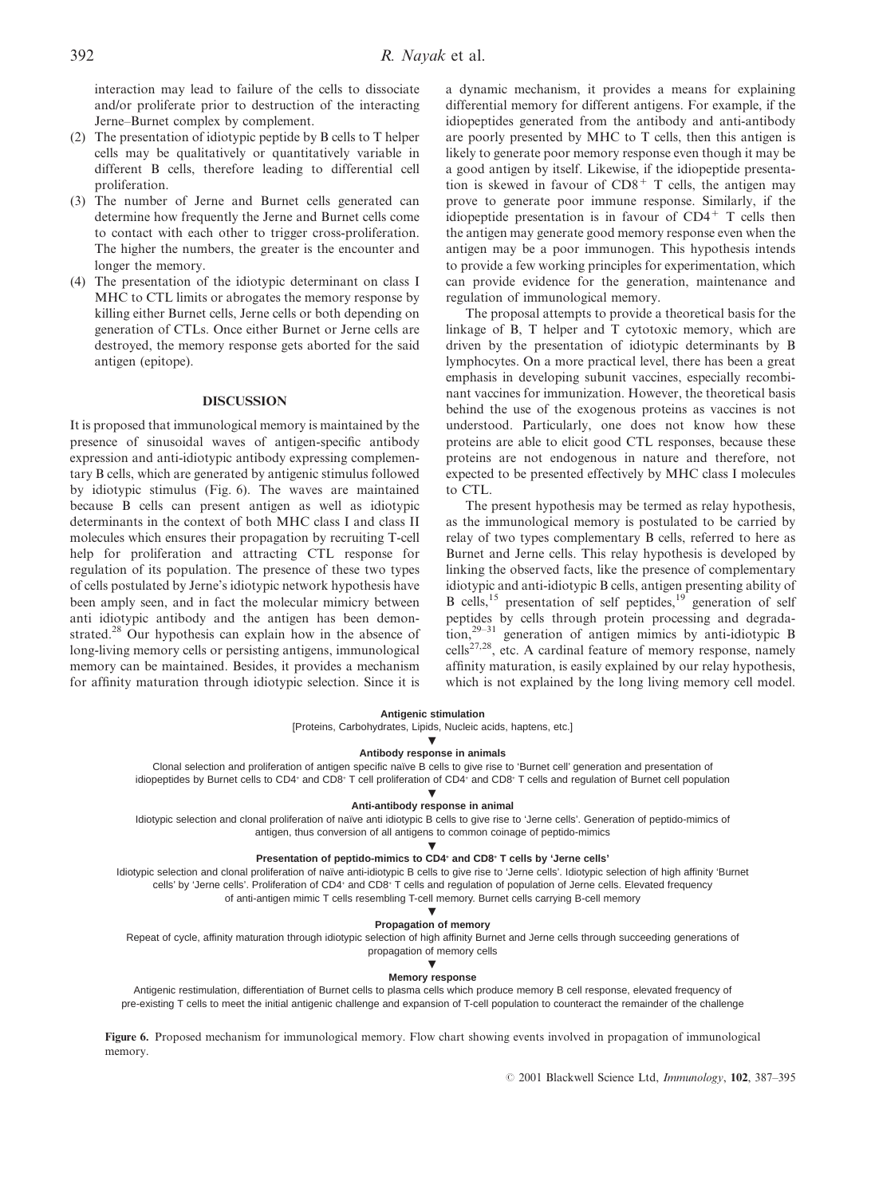interaction may lead to failure of the cells to dissociate and/or proliferate prior to destruction of the interacting Jerne–Burnet complex by complement.

(2) The presentation of idiotypic peptide by B cells to T helper cells may be qualitatively or quantitatively variable in different B cells, therefore leading to differential cell proliferation.

(3) The number of Jerne and Burnet cells generated can determine how frequently the Jerne and Burnet cells come to contact with each other to trigger cross-proliferation. The higher the numbers, the greater is the encounter and longer the memory.

(4) The presentation of the idiotypic determinant on class I MHC to CTL limits or abrogates the memory response by killing either Burnet cells, Jerne cells or both depending on generation of CTLs. Once either Burnet or Jerne cells are destroyed, the memory response gets aborted for the said antigen (epitope).

## DISCUSSION

It is proposed that immunological memory is maintained by the presence of sinusoidal waves of antigen-specific antibody expression and anti-idiotypic antibody expressing complementary B cells, which are generated by antigenic stimulus followed by idiotypic stimulus (Fig. 6). The waves are maintained because B cells can present antigen as well as idiotypic determinants in the context of both MHC class I and class II molecules which ensures their propagation by recruiting T-cell help for proliferation and attracting CTL response for regulation of its population. The presence of these two types of cells postulated by Jerne's idiotypic network hypothesis have been amply seen, and in fact the molecular mimicry between anti idiotypic antibody and the antigen has been demonstrated.[28] Our hypothesis can explain how in the absence of long-living memory cells or persisting antigens, immunological memory can be maintained. Besides, it provides a mechanism for affinity maturation through idiotypic selection. Since it is a dynamic mechanism, it provides a means for explaining differential memory for different antigens. For example, if the idiopeptides generated from the antibody and anti-antibody are poorly presented by MHC to T cells, then this antigen is likely to generate poor memory response even though it may be a good antigen by itself. Likewise, if the idiopeptide presentation is skewed in favour of $CD8^+$ T cells, the antigen may prove to generate poor immune response. Similarly, if the idiopeptide presentation is in favour of $CD4^+$ T cells then the antigen may generate good memory response even when the antigen may be a poor immunogen. This hypothesis intends to provide a few working principles for experimentation, which can provide evidence for the generation, maintenance and regulation of immunological memory.

The proposal attempts to provide a theoretical basis for the linkage of B, T helper and T cytotoxic memory, which are driven by the presentation of idiotypic determinants by B lymphocytes. On a more practical level, there has been a great emphasis in developing subunit vaccines, especially recombinant vaccines for immunization. However, the theoretical basis behind the use of the exogenous proteins as vaccines is not understood. Particularly, one does not know how these proteins are able to elicit good CTL responses, because these proteins are not endogenous in nature and therefore, not expected to be presented effectively by MHC class I molecules to CTL.

The present hypothesis may be termed as relay hypothesis, as the immunological memory is postulated to be carried by relay of two types complementary B cells, referred to here as Burnet and Jerne cells. This relay hypothesis is developed by linking the observed facts, like the presence of complementary idiotypic and anti-idiotypic B cells, antigen presenting ability of B cells,[15] presentation of self peptides,[19] generation of self peptides by cells through protein processing and degradation,[29–31] generation of antigen mimics by anti-idiotypic B cells[27,28], etc. A cardinal feature of memory response, namely affinity maturation, is easily explained by our relay hypothesis, which is not explained by the long living memory cell model.

**Antigenic stimulation**
[Proteins, Carbohydrates, Lipids, Nucleic acids, haptens, etc.]

▼

**Antibody response in animals**
Clonal selection and proliferation of antigen specific naïve B cells to give rise to 'Burnet cell' generation and presentation of idiopeptides by Burnet cells to $CD4^+$ and $CD8^+$ T cell proliferation of $CD4^+$ and $CD8^+$ T cells and regulation of Burnet cell population

▼

**Anti-antibody response in animal**
Idiotypic selection and clonal proliferation of naïve anti idiotypic B cells to give rise to 'Jerne cells'. Generation of peptido-mimics of antigen, thus conversion of all antigens to common coinage of peptido-mimics

▼

**Presentation of peptido-mimics to $CD4^+$ and $CD8^+$ T cells by 'Jerne cells'**
Idiotypic selection and clonal proliferation of naïve anti-idiotypic B cells to give rise to 'Jerne cells'. Idiotypic selection of high affinity 'Burnet cells' by 'Jerne cells'. Proliferation of $CD4^+$ and $CD8^+$ T cells and regulation of population of Jerne cells. Elevated frequency of anti-antigen mimic T cells resembling T-cell memory. Burnet cells carrying B-cell memory

▼

**Propagation of memory**
Repeat of cycle, affinity maturation through idiotypic selection of high affinity Burnet and Jerne cells through succeeding generations of propagation of memory cells

▼

**Memory response**
Antigenic restimulation, differentiation of Burnet cells to plasma cells which produce memory B cell response, elevated frequency of pre-existing T cells to meet the initial antigenic challenge and expansion of T-cell population to counteract the remainder of the challenge

**Figure 6.** Proposed mechanism for immunological memory. Flow chart showing events involved in propagation of immunological memory.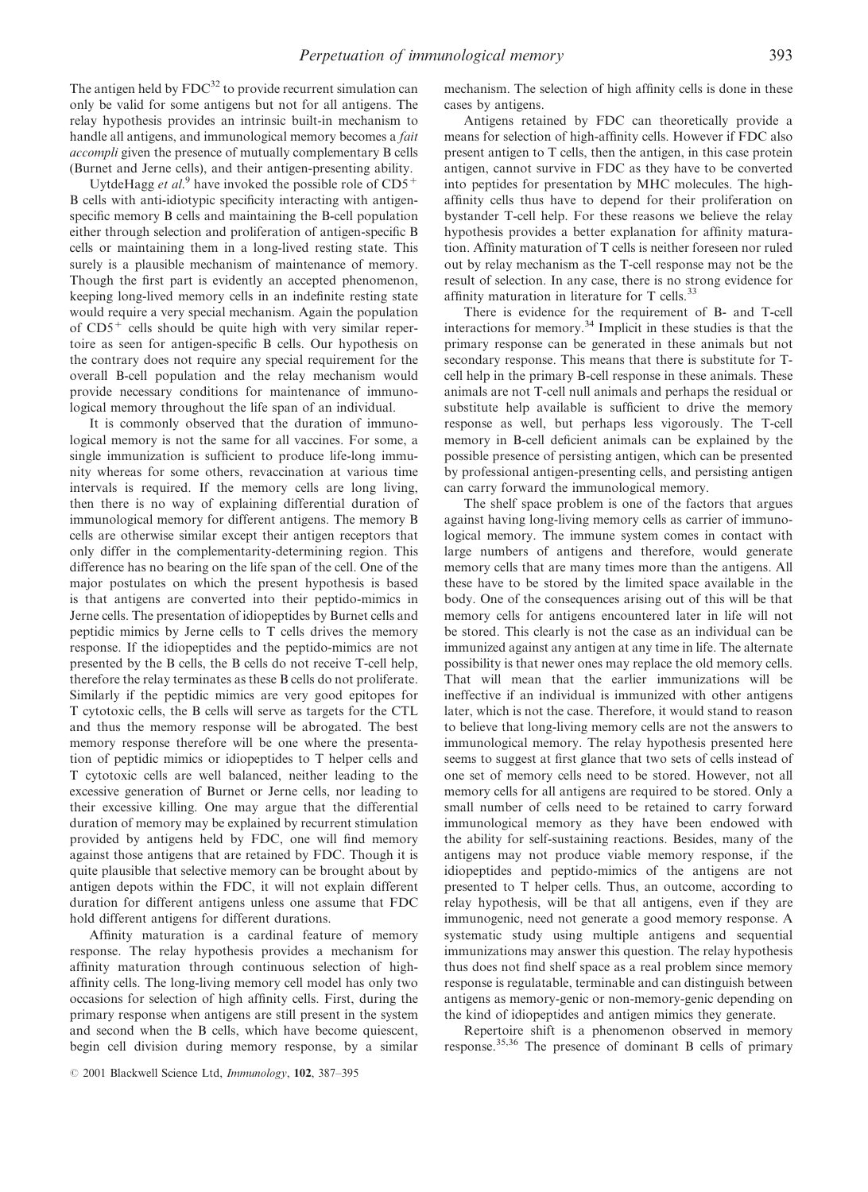The antigen held by FDC[32] to provide recurrent simulation can only be valid for some antigens but not for all antigens. The relay hypothesis provides an intrinsic built-in mechanism to handle all antigens, and immunological memory becomes a *fait accompli* given the presence of mutually complementary B cells (Burnet and Jerne cells), and their antigen-presenting ability.

UytdeHagg *et al.*[9] have invoked the possible role of $CD5^+$ B cells with anti-idiotypic specificity interacting with antigen-specific memory B cells and maintaining the B-cell population either through selection and proliferation of antigen-specific B cells or maintaining them in a long-lived resting state. This surely is a plausible mechanism of maintenance of memory. Though the first part is evidently an accepted phenomenon, keeping long-lived memory cells in an indefinite resting state would require a very special mechanism. Again the population of $CD5^+$ cells should be quite high with very similar repertoire as seen for antigen-specific B cells. Our hypothesis on the contrary does not require any special requirement for the overall B-cell population and the relay mechanism would provide necessary conditions for maintenance of immunological memory throughout the life span of an individual.

It is commonly observed that the duration of immunological memory is not the same for all vaccines. For some, a single immunization is sufficient to produce life-long immunity whereas for some others, revaccination at various time intervals is required. If the memory cells are long living, then there is no way of explaining differential duration of immunological memory for different antigens. The memory B cells are otherwise similar except their antigen receptors that only differ in the complementarity-determining region. This difference has no bearing on the life span of the cell. One of the major postulates on which the present hypothesis is based is that antigens are converted into their peptido-mimics in Jerne cells. The presentation of idiopeptides by Burnet cells and peptidic mimics by Jerne cells to T cells drives the memory response. If the idiopeptides and the peptido-mimics are not presented by the B cells, the B cells do not receive T-cell help, therefore the relay terminates as these B cells do not proliferate. Similarly if the peptidic mimics are very good epitopes for T cytotoxic cells, the B cells will serve as targets for the CTL and thus the memory response will be abrogated. The best memory response therefore will be one where the presentation of peptidic mimics or idiopeptides to T helper cells and T cytotoxic cells are well balanced, neither leading to the excessive generation of Burnet or Jerne cells, nor leading to their excessive killing. One may argue that the differential duration of memory may be explained by recurrent stimulation provided by antigens held by FDC, one will find memory against those antigens that are retained by FDC. Though it is quite plausible that selective memory can be brought about by antigen depots within the FDC, it will not explain different duration for different antigens unless one assume that FDC hold different antigens for different durations.

Affinity maturation is a cardinal feature of memory response. The relay hypothesis provides a mechanism for affinity maturation through continuous selection of high-affinity cells. The long-living memory cell model has only two occasions for selection of high affinity cells. First, during the primary response when antigens are still present in the system and second when the B cells, which have become quiescent, begin cell division during memory response, by a similar mechanism. The selection of high affinity cells is done in these cases by antigens.

Antigens retained by FDC can theoretically provide a means for selection of high-affinity cells. However if FDC also present antigen to T cells, then the antigen, in this case protein antigen, cannot survive in FDC as they have to be converted into peptides for presentation by MHC molecules. The high-affinity cells thus have to depend for their proliferation on bystander T-cell help. For these reasons we believe the relay hypothesis provides a better explanation for affinity maturation. Affinity maturation of T cells is neither foreseen nor ruled out by relay mechanism as the T-cell response may not be the result of selection. In any case, there is no strong evidence for affinity maturation in literature for T cells.[33]

There is evidence for the requirement of B- and T-cell interactions for memory.[34] Implicit in these studies is that the primary response can be generated in these animals but not secondary response. This means that there is substitute for T-cell help in the primary B-cell response in these animals. These animals are not T-cell null animals and perhaps the residual or substitute help available is sufficient to drive the memory response as well, but perhaps less vigorously. The T-cell memory in B-cell deficient animals can be explained by the possible presence of persisting antigen, which can be presented by professional antigen-presenting cells, and persisting antigen can carry forward the immunological memory.

The shelf space problem is one of the factors that argues against having long-living memory cells as carrier of immunological memory. The immune system comes in contact with large numbers of antigens and therefore, would generate memory cells that are many times more than the antigens. All these have to be stored by the limited space available in the body. One of the consequences arising out of this will be that memory cells for antigens encountered later in life will not be stored. This clearly is not the case as an individual can be immunized against any antigen at any time in life. The alternate possibility is that newer ones may replace the old memory cells. That will mean that the earlier immunizations will be ineffective if an individual is immunized with other antigens later, which is not the case. Therefore, it would stand to reason to believe that long-living memory cells are not the answers to immunological memory. The relay hypothesis presented here seems to suggest at first glance that two sets of cells instead of one set of memory cells need to be stored. However, not all memory cells for all antigens are required to be stored. Only a small number of cells need to be retained to carry forward immunological memory as they have been endowed with the ability for self-sustaining reactions. Besides, many of the antigens may not produce viable memory response, if the idiopeptides and peptido-mimics of the antigens are not presented to T helper cells. Thus, an outcome, according to relay hypothesis, will be that all antigens, even if they are immunogenic, need not generate a good memory response. A systematic study using multiple antigens and sequential immunizations may answer this question. The relay hypothesis thus does not find shelf space as a real problem since memory response is regulatable, terminable and can distinguish between antigens as memory-genic or non-memory-genic depending on the kind of idiopeptides and antigen mimics they generate.

Repertoire shift is a phenomenon observed in memory response.[35,36] The presence of dominant B cells of primary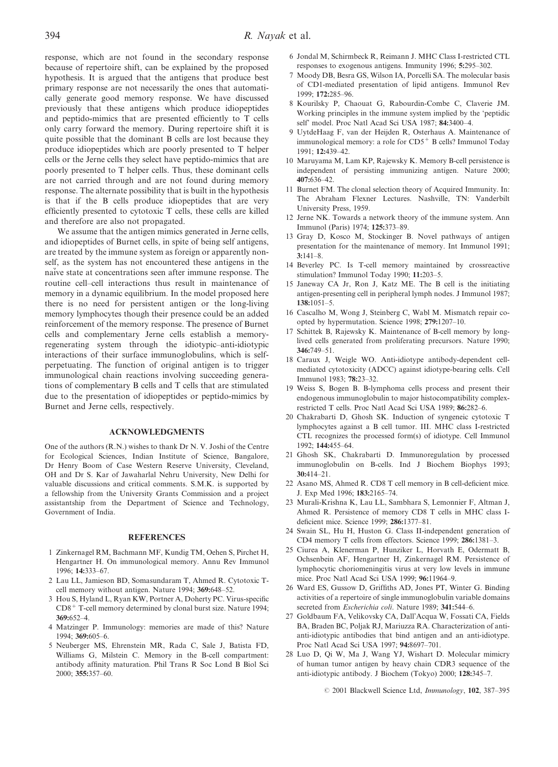response, which are not found in the secondary response because of repertoire shift, can be explained by the proposed hypothesis. It is argued that the antigens that produce best primary response are not necessarily the ones that automatically generate good memory response. We have discussed previously that these antigens which produce idiopeptides and peptido-mimics that are presented efficiently to T cells only carry forward the memory. During repertoire shift it is quite possible that the dominant B cells are lost because they produce idiopeptides which are poorly presented to T helper cells or the Jerne cells they select have peptido-mimics that are poorly presented to T helper cells. Thus, these dominant cells are not carried through and are not found during memory response. The alternate possibility that is built in the hypothesis is that if the B cells produce idiopeptides that are very efficiently presented to cytotoxic T cells, these cells are killed and therefore are also not propagated.

We assume that the antigen mimics generated in Jerne cells, and idiopeptides of Burnet cells, in spite of being self antigens, are treated by the immune system as foreign or apparently non-self, as the system has not encountered these antigens in the naïve state at concentrations seen after immune response. The routine cell–cell interactions thus result in maintenance of memory in a dynamic equilibrium. In the model proposed here there is no need for persistent antigen or the long-living memory lymphocytes though their presence could be an added reinforcement of the memory response. The presence of Burnet cells and complementary Jerne cells establish a memory-regenerating system through the idiotypic–anti-idiotypic interactions of their surface immunoglobulins, which is self-perpetuating. The function of original antigen is to trigger immunological chain reactions involving succeeding generations of complementary B cells and T cells that are stimulated due to the presentation of idiopeptides or peptido-mimics by Burnet and Jerne cells, respectively.

## ACKNOWLEDGMENTS

One of the authors (R.N.) wishes to thank Dr N. V. Joshi of the Centre for Ecological Sciences, Indian Institute of Science, Bangalore, Dr Henry Boom of Case Western Reserve University, Cleveland, OH and Dr S. Kar of Jawaharlal Nehru University, New Delhi for valuable discussions and critical comments. S.M.K. is supported by a fellowship from the University Grants Commission and a project assistantship from the Department of Science and Technology, Government of India.

## REFERENCES

1. Zinkernagel RM, Bachmann MF, Kundig TM, Oehen S, Pirchet H, Hengartner H. On immunological memory. Annu Rev Immunol 1996; **14**:333–67.
2. Lau LL, Jamieson BD, Somasundaram T, Ahmed R. Cytotoxic T-cell memory without antigen. Nature 1994; **369**:648–52.
3. Hou S, Hyland L, Ryan KW, Portner A, Doherty PC. Virus-specific $CD8^+$ T-cell memory determined by clonal burst size. Nature 1994; **369**:652–4.
4. Matzinger P. Immunology: memories are made of this? Nature 1994; **369**:605–6.
5. Neuberger MS, Ehrenstein MR, Rada C, Sale J, Batista FD, Williams G, Milstein C. Memory in the B-cell compartment: antibody affinity maturation. Phil Trans R Soc Lond B Biol Sci 2000; **355**:357–60.
6. Jondal M, Schirmbeck R, Reimann J. MHC Class I-restricted CTL responses to exogenous antigens. Immunity 1996; **5**:295–302.
7. Moody DB, Besra GS, Wilson IA, Porcelli SA. The molecular basis of CD1-mediated presentation of lipid antigens. Immunol Rev 1999; **172**:285–96.
8. Kourilsky P, Chaouat G, Rabourdin-Combe C, Claverie JM. Working principles in the immune system implied by the 'peptidic self' model. Proc Natl Acad Sci USA 1987; **84**:3400–4.
9. UytdeHaag F, van der Heijden R, Osterhaus A. Maintenance of immunological memory: a role for $CD5^+$ B cells? Immunol Today 1991; **12**:439–42.
10. Maruyama M, Lam KP, Rajewsky K. Memory B-cell persistence is independent of persisting immunizing antigen. Nature 2000; **407**:636–42.
11. Burnet FM. The clonal selection theory of Acquired Immunity. In: The Abraham Flexner Lectures. Nashville, TN: Vanderbilt University Press, 1959.
12. Jerne NK. Towards a network theory of the immune system. Ann Immunol (Paris) 1974; **125**:373–89.
13. Gray D, Kosco M, Stockinger B. Novel pathways of antigen presentation for the maintenance of memory. Int Immunol 1991; **3**:141–8.
14. Beverley PC. Is T-cell memory maintained by crossreactive stimulation? Immunol Today 1990; **11**:203–5.
15. Janeway CA Jr, Ron J, Katz ME. The B cell is the initiating antigen-presenting cell in peripheral lymph nodes. J Immunol 1987; **138**:1051–5.
16. Cascalho M, Wong J, Steinberg C, Wabl M. Mismatch repair co-opted by hypermutation. Science 1998; **279**:1207–10.
17. Schittek B, Rajewsky K. Maintenance of B-cell memory by long-lived cells generated from proliferating precursors. Nature 1990; **346**:749–51.
18. Caraux J, Weigle WO. Anti-idiotype antibody-dependent cell-mediated cytotoxicity (ADCC) against idiotype-bearing cells. Cell Immunol 1983; **78**:23–32.
19. Weiss S, Bogen B. B-lymphoma cells process and present their endogenous immunoglobulin to major histocompatibility complex-restricted T cells. Proc Natl Acad Sci USA 1989; **86**:282–6.
20. Chakrabarti D, Ghosh SK. Induction of syngeneic cytotoxic T lymphocytes against a B cell tumor. III. MHC class I-restricted CTL recognizes the processed form(s) of idiotype. Cell Immunol 1992; **144**:455–64.
21. Ghosh SK, Chakrabarti D. Immunoregulation by processed immunoglobulin on B-cells. Ind J Biochem Biophys 1993; **30**:414–21.
22. Asano MS, Ahmed R. CD8 T cell memory in B cell-deficient mice. J. Exp Med 1996; **183**:2165–74.
23. Murali-Krishna K, Lau LL, Sambhara S, Lemonnier F, Altman J, Ahmed R. Persistence of memory CD8 T cells in MHC class I-deficient mice. Science 1999; **286**:1377–81.
24. Swain SL, Hu H, Huston G. Class II-independent generation of CD4 memory T cells from effectors. Science 1999; **286**:1381–3.
25. Ciurea A, Klenerman P, Hunziker L, Horvath E, Odermatt B, Ochsenbein AF, Hengartner H, Zinkernagel RM. Persistence of lymphocytic choriomeningitis virus at very low levels in immune mice. Proc Natl Acad Sci USA 1999; **96**:11964–9.
26. Ward ES, Gussow D, Griffiths AD, Jones PT, Winter G. Binding activities of a repertoire of single immunoglobulin variable domains secreted from *Escherichia coli*. Nature 1989; **341**:544–6.
27. Goldbaum FA, Velikovsky CA, Dall'Acqua W, Fossati CA, Fields BA, Braden BC, Poljak RJ, Mariuzza RA. Characterization of anti-anti-idiotypic antibodies that bind antigen and an anti-idiotype. Proc Natl Acad Sci USA 1997; **94**:8697–701.
28. Luo D, Qi W, Ma J, Wang YJ, Wishart D. Molecular mimicry of human tumor antigen by heavy chain CDR3 sequence of the anti-idiotypic antibody. J Biochem (Tokyo) 2000; **128**:345–7.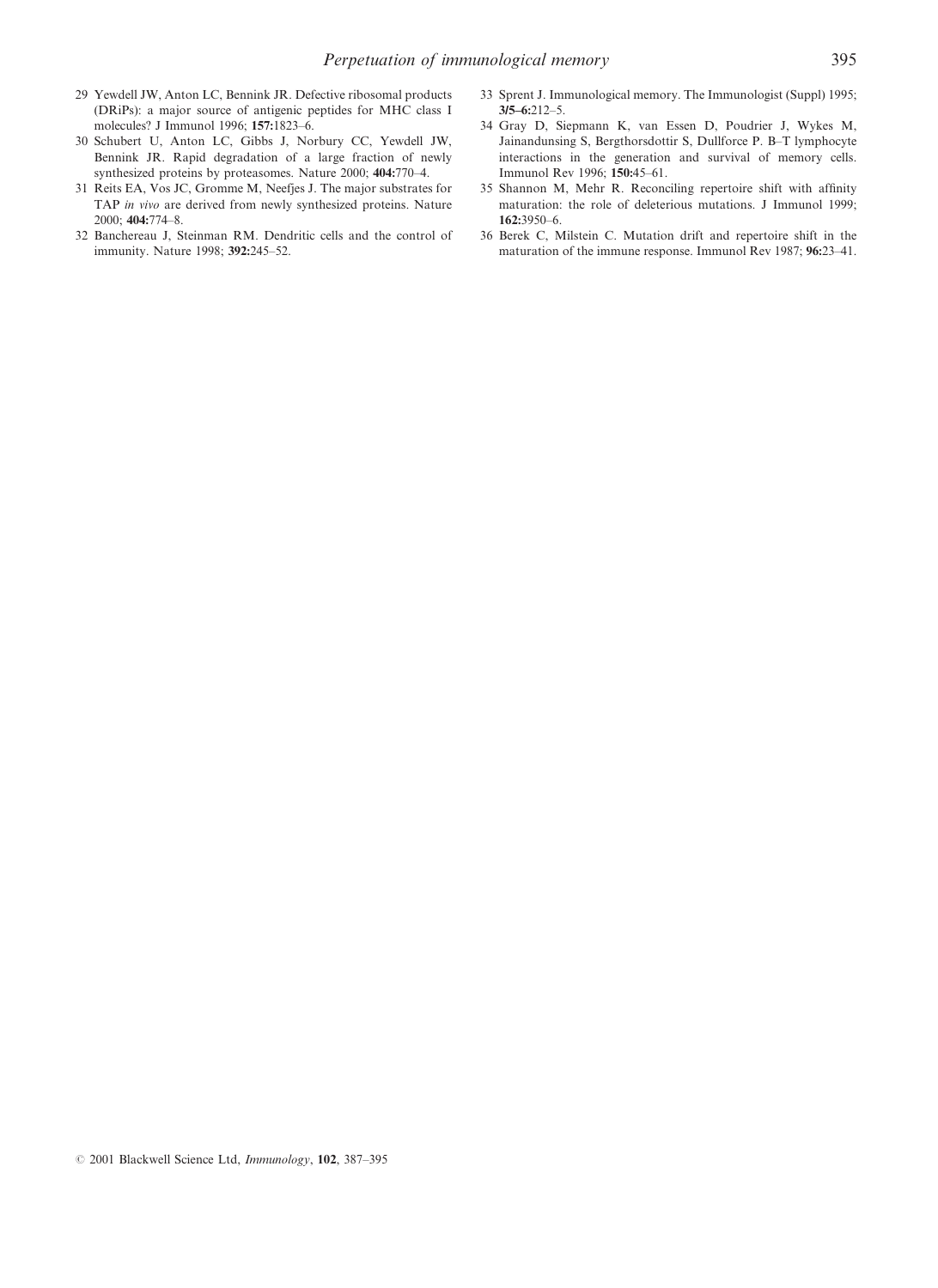29 Yewdell JW, Anton LC, Bennink JR. Defective ribosomal products (DRiPs): a major source of antigenic peptides for MHC class I molecules? J Immunol 1996; **157:**1823–6.

30 Schubert U, Anton LC, Gibbs J, Norbury CC, Yewdell JW, Bennink JR. Rapid degradation of a large fraction of newly synthesized proteins by proteasomes. Nature 2000; **404:**770–4.

31 Reits EA, Vos JC, Gromme M, Neefjes J. The major substrates for TAP *in vivo* are derived from newly synthesized proteins. Nature 2000; **404:**774–8.

32 Banchereau J, Steinman RM. Dendritic cells and the control of immunity. Nature 1998; **392:**245–52.

33 Sprent J. Immunological memory. The Immunologist (Suppl) 1995; **3/5–6:**212–5.

34 Gray D, Siepmann K, van Essen D, Poudrier J, Wykes M, Jainandunsing S, Bergthorsdottir S, Dullforce P. B–T lymphocyte interactions in the generation and survival of memory cells. Immunol Rev 1996; **150:**45–61.

35 Shannon M, Mehr R. Reconciling repertoire shift with affinity maturation: the role of deleterious mutations. J Immunol 1999; **162:**3950–6.

36 Berek C, Milstein C. Mutation drift and repertoire shift in the maturation of the immune response. Immunol Rev 1987; **96:**23–41.